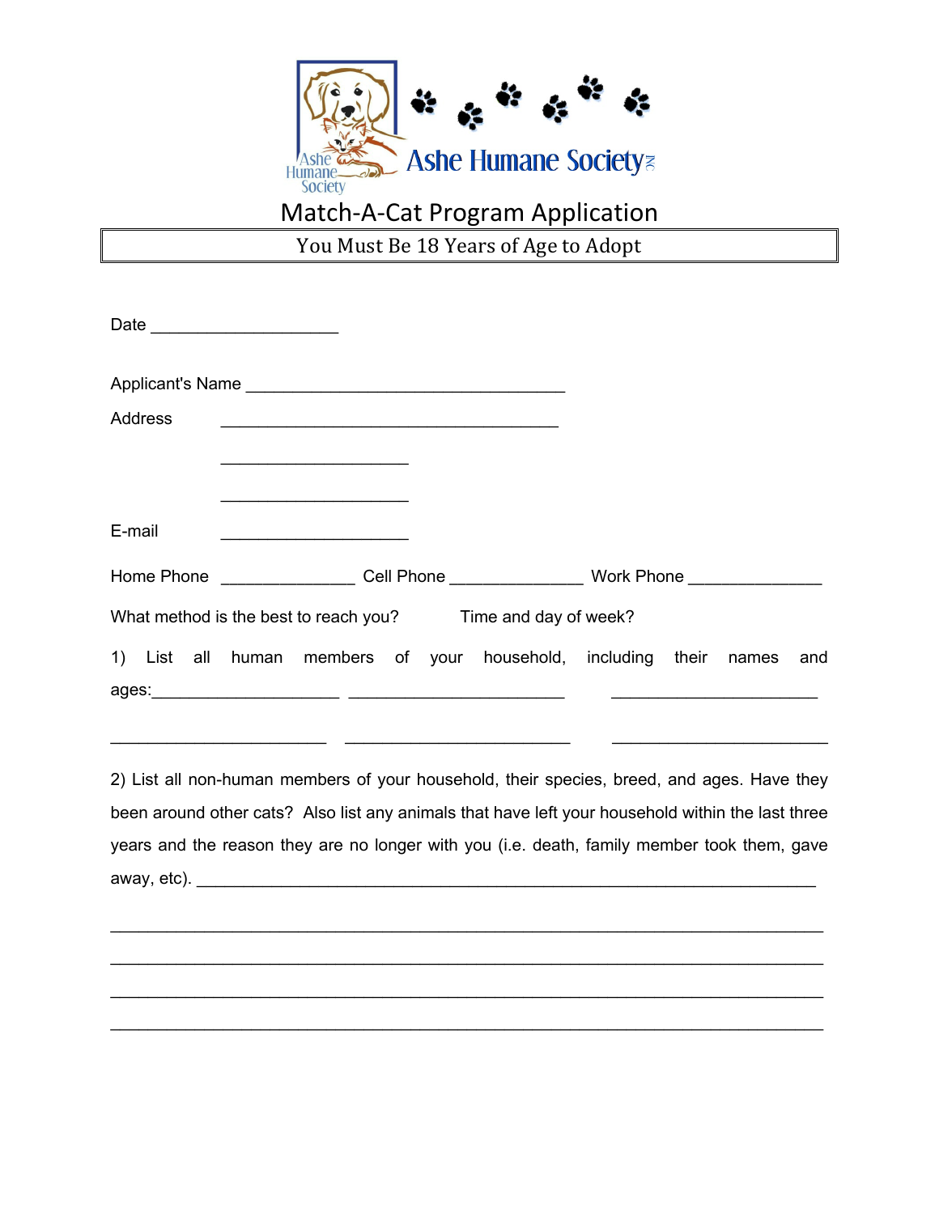# Ashe Humane Society NC

## Match-A-Cat Program Application

**You Must Be 18 Years of Age to Adopt**

Date ____________________

Applicant's Name __________________________________

Address ____________________________________

____________________

____________________

E-mail ____________________

Home Phone ______________ Cell Phone ______________ Work Phone ______________

What method is the best to reach you? Time and day of week?

1) List all human members of your household, including their names and ages:____________________ _______________________ ______________________

______________________ _______________________ _______________________

2) List all non-human members of your household, their species, breed, and ages. Have they been around other cats? Also list any animals that have left your household within the last three years and the reason they are no longer with you (i.e. death, family member took them, gave away, etc). ___________________________________________________________________

___________________________________________________________________________

___________________________________________________________________________

___________________________________________________________________________

___________________________________________________________________________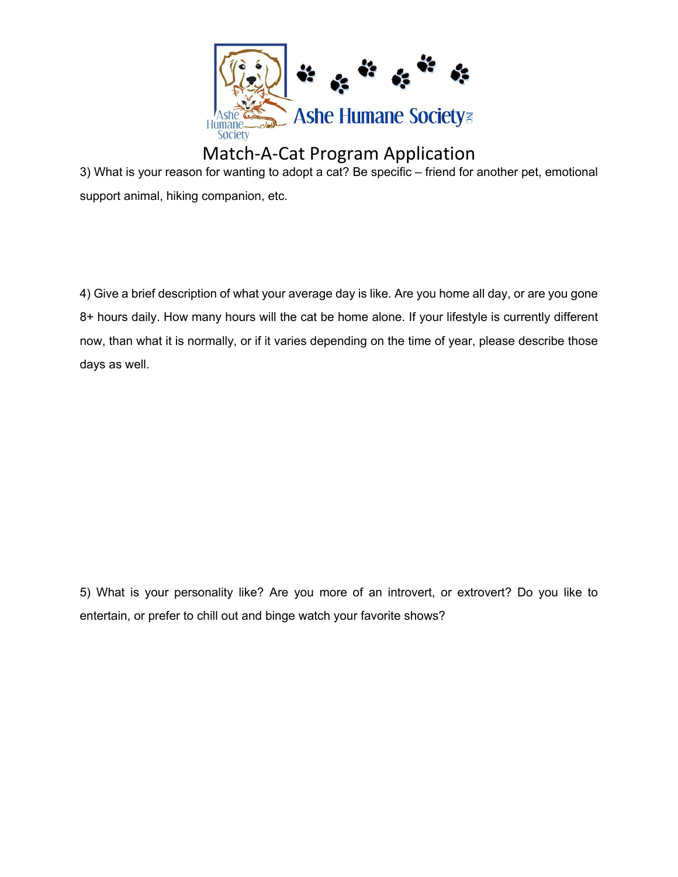# Match-A-Cat Program Application

3) What is your reason for wanting to adopt a cat? Be specific – friend for another pet, emotional support animal, hiking companion, etc.

4) Give a brief description of what your average day is like. Are you home all day, or are you gone 8+ hours daily. How many hours will the cat be home alone. If your lifestyle is currently different now, than what it is normally, or if it varies depending on the time of year, please describe those days as well.

5) What is your personality like? Are you more of an introvert, or extrovert? Do you like to entertain, or prefer to chill out and binge watch your favorite shows?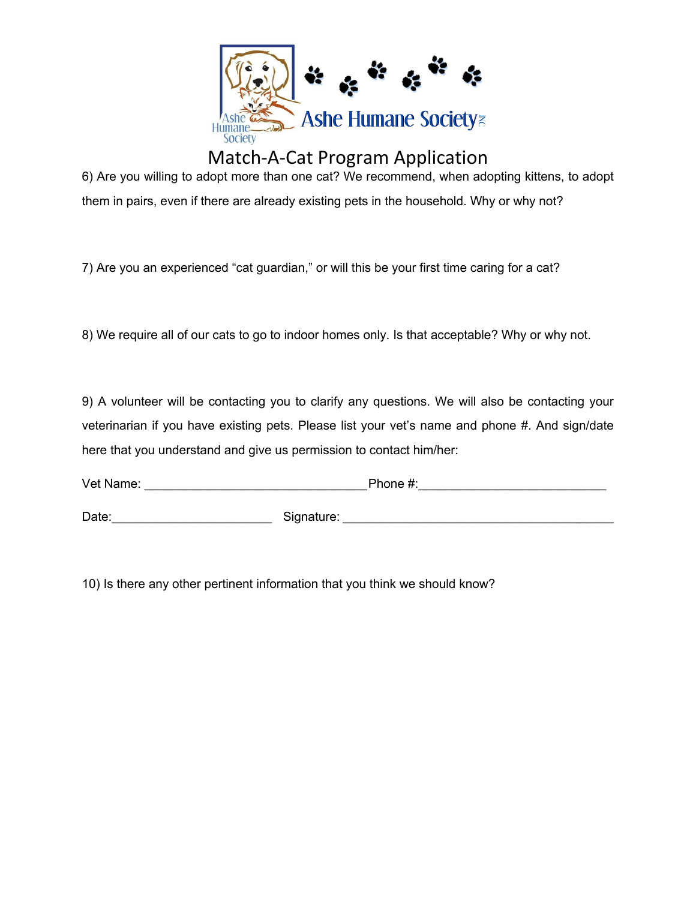Ashe Humane Society

# Match-A-Cat Program Application

6) Are you willing to adopt more than one cat? We recommend, when adopting kittens, to adopt them in pairs, even if there are already existing pets in the household. Why or why not?

7) Are you an experienced "cat guardian," or will this be your first time caring for a cat?

8) We require all of our cats to go to indoor homes only. Is that acceptable? Why or why not.

9) A volunteer will be contacting you to clarify any questions. We will also be contacting your veterinarian if you have existing pets. Please list your vet's name and phone #. And sign/date here that you understand and give us permission to contact him/her:

Vet Name: ________________________________ Phone #: ___________________________

Date: _______________________ Signature: _______________________________________

10) Is there any other pertinent information that you think we should know?